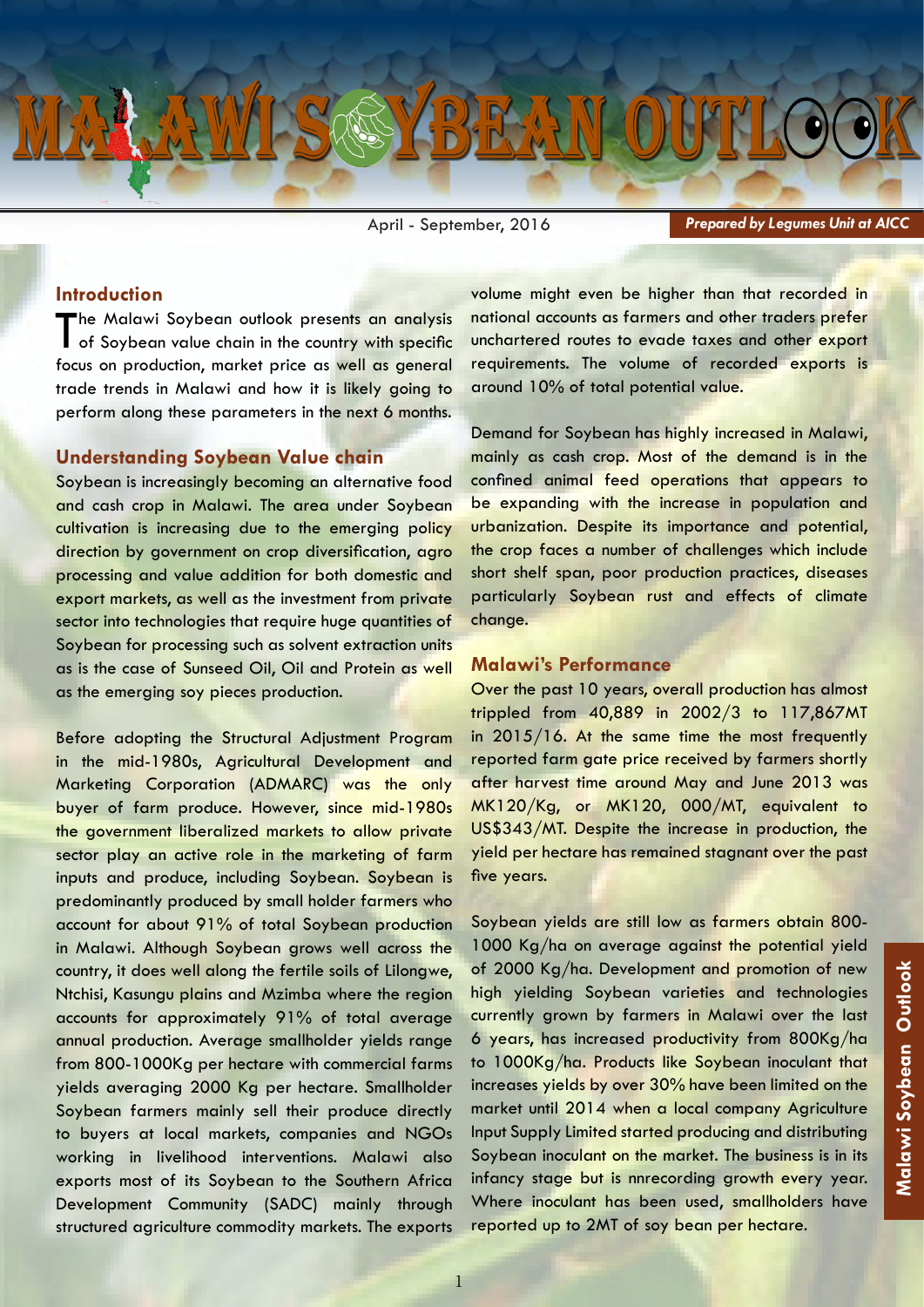# MALAWI SOYBEAN OUTLOOK

April - September, 2016

***Prepared by Legumes Unit at AICC***

## Introduction

The Malawi Soybean outlook presents an analysis of Soybean value chain in the country with specific focus on production, market price as well as general trade trends in Malawi and how it is likely going to perform along these parameters in the next 6 months.

## Understanding Soybean Value chain

Soybean is increasingly becoming an alternative food and cash crop in Malawi. The area under Soybean cultivation is increasing due to the emerging policy direction by government on crop diversification, agro processing and value addition for both domestic and export markets, as well as the investment from private sector into technologies that require huge quantities of Soybean for processing such as solvent extraction units as is the case of Sunseed Oil, Oil and Protein as well as the emerging soy pieces production.

Before adopting the Structural Adjustment Program in the mid-1980s, Agricultural Development and Marketing Corporation (ADMARC) was the only buyer of farm produce. However, since mid-1980s the government liberalized markets to allow private sector play an active role in the marketing of farm inputs and produce, including Soybean. Soybean is predominantly produced by small holder farmers who account for about 91% of total Soybean production in Malawi. Although Soybean grows well across the country, it does well along the fertile soils of Lilongwe, Ntchisi, Kasungu plains and Mzimba where the region accounts for approximately 91% of total average annual production. Average smallholder yields range from 800-1000Kg per hectare with commercial farms yields averaging 2000 Kg per hectare. Smallholder Soybean farmers mainly sell their produce directly to buyers at local markets, companies and NGOs working in livelihood interventions. Malawi also exports most of its Soybean to the Southern Africa Development Community (SADC) mainly through structured agriculture commodity markets. The exports volume might even be higher than that recorded in national accounts as farmers and other traders prefer unchartered routes to evade taxes and other export requirements. The volume of recorded exports is around 10% of total potential value.

Demand for Soybean has highly increased in Malawi, mainly as cash crop. Most of the demand is in the confined animal feed operations that appears to be expanding with the increase in population and urbanization. Despite its importance and potential, the crop faces a number of challenges which include short shelf span, poor production practices, diseases particularly Soybean rust and effects of climate change.

## Malawi's Performance

Over the past 10 years, overall production has almost trippled from 40,889 in 2002/3 to 117,867MT in 2015/16. At the same time the most frequently reported farm gate price received by farmers shortly after harvest time around May and June 2013 was MK120/Kg, or MK120, 000/MT, equivalent to US$343/MT. Despite the increase in production, the yield per hectare has remained stagnant over the past five years.

Soybean yields are still low as farmers obtain 800-1000 Kg/ha on average against the potential yield of 2000 Kg/ha. Development and promotion of new high yielding Soybean varieties and technologies currently grown by farmers in Malawi over the last 6 years, has increased productivity from 800Kg/ha to 1000Kg/ha. Products like Soybean inoculant that increases yields by over 30% have been limited on the market until 2014 when a local company Agriculture Input Supply Limited started producing and distributing Soybean inoculant on the market. The business is in its infancy stage but is nnrecording growth every year. Where inoculant has been used, smallholders have reported up to 2MT of soy bean per hectare.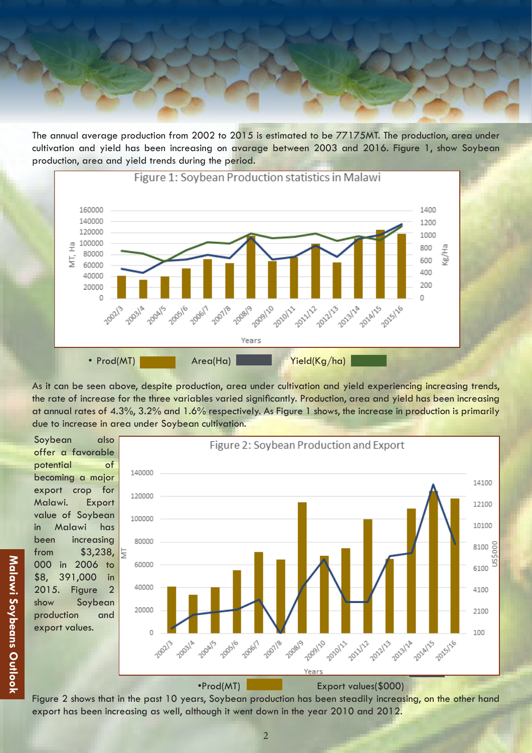The annual average production from 2002 to 2015 is estimated to be 77175MT. The production, area under cultivation and yield has been increasing on avarage between 2003 and 2016. Figure 1, show Soybean production, area and yield trends during the period.

Figure 1: Soybean Production statistics in Malawi

• Prod(MT) Area(Ha) Yield(Kg/ha)

As it can be seen above, despite production, area under cultivation and yield experiencing increasing trends, the rate of increase for the three variables varied significantly. Production, area and yield has been increasing at annual rates of 4.3%, 3.2% and 1.6% respectively. As Figure 1 shows, the increase in production is primarily due to increase in area under Soybean cultivation.

Soybean also offer a favorable potential of becoming a major export crop for Malawi. Export value of Soybean in Malawi has been increasing from $3,238, 000 in 2006 to $8, 391,000 in 2015. Figure 2 show Soybean production and export values.

Figure 2: Soybean Production and Export

•Prod(MT) Export values($000)

Figure 2 shows that in the past 10 years, Soybean production has been steadily increasing, on the other hand export has been increasing as well, although it went down in the year 2010 and 2012.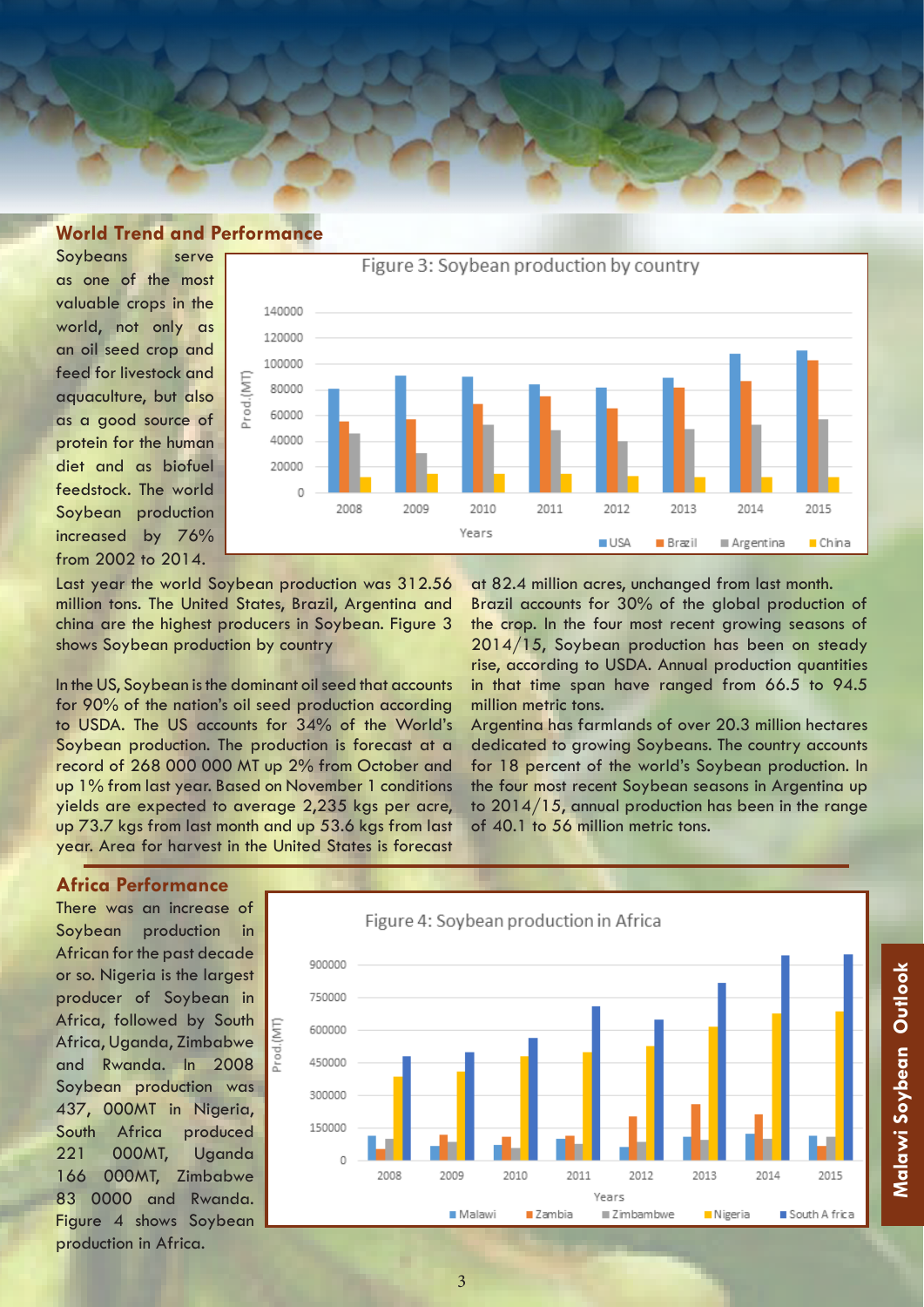## World Trend and Performance

Soybeans serve as one of the most valuable crops in the world, not only as an oil seed crop and feed for livestock and aquaculture, but also as a good source of protein for the human diet and as biofuel feedstock. The world Soybean production increased by 76% from 2002 to 2014.

Figure 3: Soybean production by country

Last year the world Soybean production was 312.56 million tons. The United States, Brazil, Argentina and china are the highest producers in Soybean. Figure 3 shows Soybean production by country

In the US, Soybean is the dominant oil seed that accounts for 90% of the nation's oil seed production according to USDA. The US accounts for 34% of the World's Soybean production. The production is forecast at a record of 268 000 000 MT up 2% from October and up 1% from last year. Based on November 1 conditions yields are expected to average 2,235 kgs per acre, up 73.7 kgs from last month and up 53.6 kgs from last year. Area for harvest in the United States is forecast at 82.4 million acres, unchanged from last month.

Brazil accounts for 30% of the global production of the crop. In the four most recent growing seasons of 2014/15, Soybean production has been on steady rise, according to USDA. Annual production quantities in that time span have ranged from 66.5 to 94.5 million metric tons.

Argentina has farmlands of over 20.3 million hectares dedicated to growing Soybeans. The country accounts for 18 percent of the world's Soybean production. In the four most recent Soybean seasons in Argentina up to 2014/15, annual production has been in the range of 40.1 to 56 million metric tons.

## Africa Performance

There was an increase of Soybean production in African for the past decade or so. Nigeria is the largest producer of Soybean in Africa, followed by South Africa, Uganda, Zimbabwe and Rwanda. In 2008 Soybean production was 437, 000MT in Nigeria, South Africa produced 221 000MT, Uganda 166 000MT, Zimbabwe 83 0000 and Rwanda. Figure 4 shows Soybean production in Africa.

Figure 4: Soybean production in Africa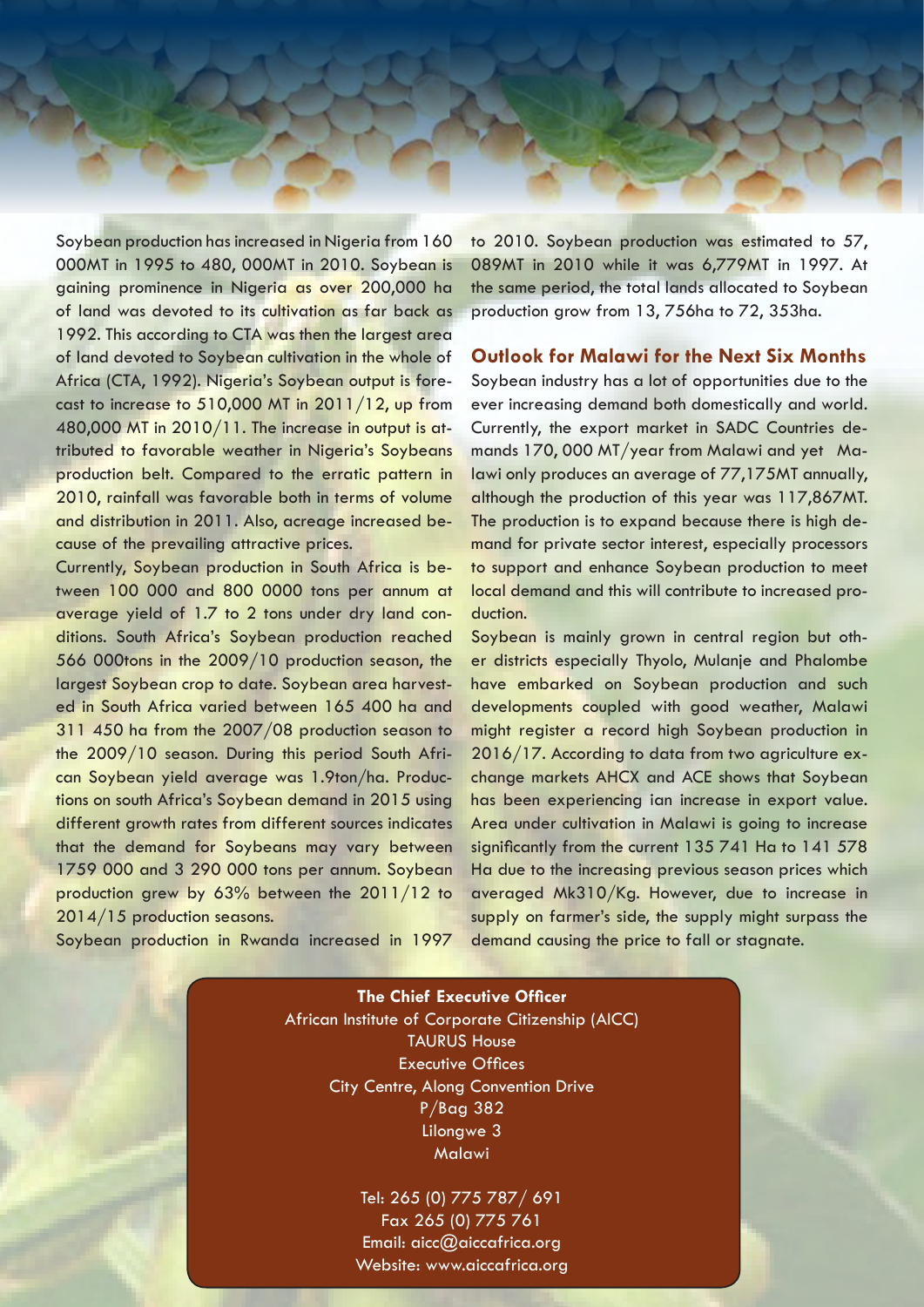Soybean production has increased in Nigeria from 160 000MT in 1995 to 480, 000MT in 2010. Soybean is gaining prominence in Nigeria as over 200,000 ha of land was devoted to its cultivation as far back as 1992. This according to CTA was then the largest area of land devoted to Soybean cultivation in the whole of Africa (CTA, 1992). Nigeria's Soybean output is forecast to increase to 510,000 MT in 2011/12, up from 480,000 MT in 2010/11. The increase in output is attributed to favorable weather in Nigeria's Soybeans production belt. Compared to the erratic pattern in 2010, rainfall was favorable both in terms of volume and distribution in 2011. Also, acreage increased because of the prevailing attractive prices.

Currently, Soybean production in South Africa is between 100 000 and 800 0000 tons per annum at average yield of 1.7 to 2 tons under dry land conditions. South Africa's Soybean production reached 566 000tons in the 2009/10 production season, the largest Soybean crop to date. Soybean area harvested in South Africa varied between 165 400 ha and 311 450 ha from the 2007/08 production season to the 2009/10 season. During this period South African Soybean yield average was 1.9ton/ha. Productions on south Africa's Soybean demand in 2015 using different growth rates from different sources indicates that the demand for Soybeans may vary between 1759 000 and 3 290 000 tons per annum. Soybean production grew by 63% between the 2011/12 to 2014/15 production seasons.

Soybean production in Rwanda increased in 1997 to 2010. Soybean production was estimated to 57, 089MT in 2010 while it was 6,779MT in 1997. At the same period, the total lands allocated to Soybean production grow from 13, 756ha to 72, 353ha.

## Outlook for Malawi for the Next Six Months

Soybean industry has a lot of opportunities due to the ever increasing demand both domestically and world. Currently, the export market in SADC Countries demands 170, 000 MT/year from Malawi and yet Malawi only produces an average of 77,175MT annually, although the production of this year was 117,867MT. The production is to expand because there is high demand for private sector interest, especially processors to support and enhance Soybean production to meet local demand and this will contribute to increased production.

Soybean is mainly grown in central region but other districts especially Thyolo, Mulanje and Phalombe have embarked on Soybean production and such developments coupled with good weather, Malawi might register a record high Soybean production in 2016/17. According to data from two agriculture exchange markets AHCX and ACE shows that Soybean has been experiencing ian increase in export value. Area under cultivation in Malawi is going to increase significantly from the current 135 741 Ha to 141 578 Ha due to the increasing previous season prices which averaged Mk310/Kg. However, due to increase in supply on farmer's side, the supply might surpass the demand causing the price to fall or stagnate.

**The Chief Executive Officer**
African Institute of Corporate Citizenship (AICC)
TAURUS House
Executive Offices
City Centre, Along Convention Drive
P/Bag 382
Lilongwe 3
Malawi

Tel: 265 (0) 775 787/ 691
Fax 265 (0) 775 761
Email: aicc@aiccafrica.org
Website: www.aiccafrica.org